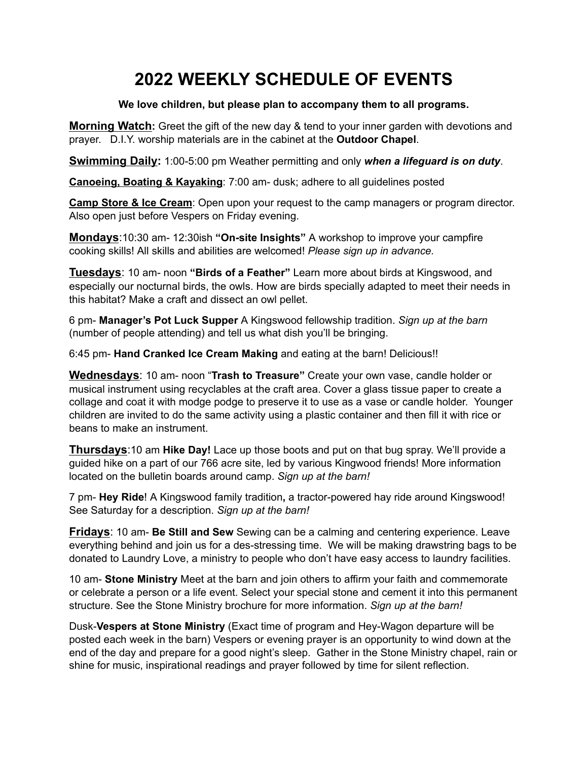# 2022 WEEKLY SCHEDULE OF EVENTS

**We love children, but please plan to accompany them to all programs.**

**Morning Watch:** Greet the gift of the new day & tend to your inner garden with devotions and prayer. D.I.Y. worship materials are in the cabinet at the **Outdoor Chapel**.

**Swimming Daily:** 1:00-5:00 pm Weather permitting and only ***when a lifeguard is on duty***.

**Canoeing, Boating & Kayaking**: 7:00 am- dusk; adhere to all guidelines posted

**Camp Store & Ice Cream**: Open upon your request to the camp managers or program director. Also open just before Vespers on Friday evening.

**Mondays**:10:30 am- 12:30ish **"On-site Insights"** A workshop to improve your campfire cooking skills! All skills and abilities are welcomed! *Please sign up in advance.*

**Tuesdays**: 10 am- noon **"Birds of a Feather"** Learn more about birds at Kingswood, and especially our nocturnal birds, the owls. How are birds specially adapted to meet their needs in this habitat? Make a craft and dissect an owl pellet.

6 pm- **Manager's Pot Luck Supper** A Kingswood fellowship tradition. *Sign up at the barn* (number of people attending) and tell us what dish you'll be bringing.

6:45 pm- **Hand Cranked Ice Cream Making** and eating at the barn! Delicious!!

**Wednesdays**: 10 am- noon "**Trash to Treasure"** Create your own vase, candle holder or musical instrument using recyclables at the craft area. Cover a glass tissue paper to create a collage and coat it with modge podge to preserve it to use as a vase or candle holder. Younger children are invited to do the same activity using a plastic container and then fill it with rice or beans to make an instrument.

**Thursdays**:10 am **Hike Day!** Lace up those boots and put on that bug spray. We'll provide a guided hike on a part of our 766 acre site, led by various Kingwood friends! More information located on the bulletin boards around camp. *Sign up at the barn!*

7 pm- **Hey Ride**! A Kingswood family tradition**,** a tractor-powered hay ride around Kingswood! See Saturday for a description. *Sign up at the barn!*

**Fridays**: 10 am- **Be Still and Sew** Sewing can be a calming and centering experience. Leave everything behind and join us for a des-stressing time. We will be making drawstring bags to be donated to Laundry Love, a ministry to people who don't have easy access to laundry facilities.

10 am- **Stone Ministry** Meet at the barn and join others to affirm your faith and commemorate or celebrate a person or a life event. Select your special stone and cement it into this permanent structure. See the Stone Ministry brochure for more information. *Sign up at the barn!*

Dusk-**Vespers at Stone Ministry** (Exact time of program and Hey-Wagon departure will be posted each week in the barn) Vespers or evening prayer is an opportunity to wind down at the end of the day and prepare for a good night's sleep. Gather in the Stone Ministry chapel, rain or shine for music, inspirational readings and prayer followed by time for silent reflection.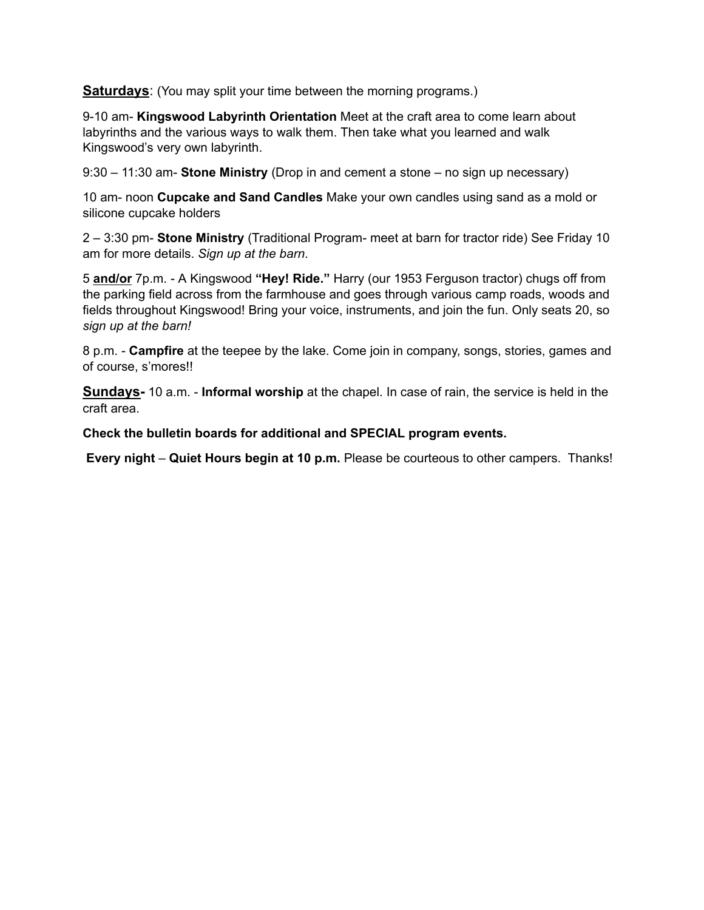**<u>Saturdays</u>**: (You may split your time between the morning programs.)

9-10 am- **Kingswood Labyrinth Orientation** Meet at the craft area to come learn about labyrinths and the various ways to walk them. Then take what you learned and walk Kingswood's very own labyrinth.

9:30 – 11:30 am- **Stone Ministry** (Drop in and cement a stone – no sign up necessary)

10 am- noon **Cupcake and Sand Candles** Make your own candles using sand as a mold or silicone cupcake holders

2 – 3:30 pm- **Stone Ministry** (Traditional Program- meet at barn for tractor ride) See Friday 10 am for more details. *Sign up at the barn*.

5 **<u>and/or</u>** 7p.m. - A Kingswood **"Hey! Ride."** Harry (our 1953 Ferguson tractor) chugs off from the parking field across from the farmhouse and goes through various camp roads, woods and fields throughout Kingswood! Bring your voice, instruments, and join the fun. Only seats 20, so *sign up at the barn!*

8 p.m. - **Campfire** at the teepee by the lake. Come join in company, songs, stories, games and of course, s'mores!!

**<u>Sundays</u>-** 10 a.m. - **Informal worship** at the chapel. In case of rain, the service is held in the craft area.

**Check the bulletin boards for additional and SPECIAL program events.**

**Every night** – **Quiet Hours begin at 10 p.m.** Please be courteous to other campers. Thanks!